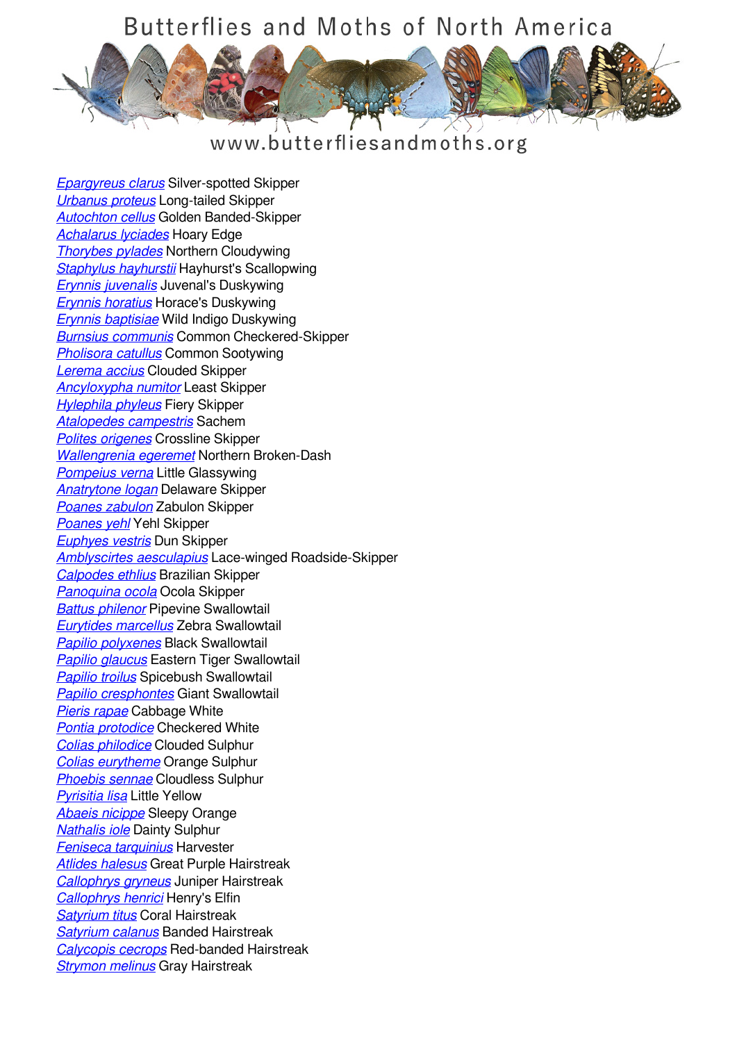# Butterflies and Moths of North America

www.butterfliesandmoths.org

*Epargyreus clarus* Silver-spotted Skipper
*Urbanus proteus* Long-tailed Skipper
*Autochton cellus* Golden Banded-Skipper
*Achalarus lyciades* Hoary Edge
*Thorybes pylades* Northern Cloudywing
*Staphylus hayhurstii* Hayhurst's Scallopwing
*Erynnis juvenalis* Juvenal's Duskywing
*Erynnis horatius* Horace's Duskywing
*Erynnis baptisiae* Wild Indigo Duskywing
*Burnsius communis* Common Checkered-Skipper
*Pholisora catullus* Common Sootywing
*Lerema accius* Clouded Skipper
*Ancyloxypha numitor* Least Skipper
*Hylephila phyleus* Fiery Skipper
*Atalopedes campestris* Sachem
*Polites origenes* Crossline Skipper
*Wallengrenia egeremet* Northern Broken-Dash
*Pompeius verna* Little Glassywing
*Anatrytone logan* Delaware Skipper
*Poanes zabulon* Zabulon Skipper
*Poanes yehl* Yehl Skipper
*Euphyes vestris* Dun Skipper
*Amblyscirtes aesculapius* Lace-winged Roadside-Skipper
*Calpodes ethlius* Brazilian Skipper
*Panoquina ocola* Ocola Skipper
*Battus philenor* Pipevine Swallowtail
*Eurytides marcellus* Zebra Swallowtail
*Papilio polyxenes* Black Swallowtail
*Papilio glaucus* Eastern Tiger Swallowtail
*Papilio troilus* Spicebush Swallowtail
*Papilio cresphontes* Giant Swallowtail
*Pieris rapae* Cabbage White
*Pontia protodice* Checkered White
*Colias philodice* Clouded Sulphur
*Colias eurytheme* Orange Sulphur
*Phoebis sennae* Cloudless Sulphur
*Pyrisitia lisa* Little Yellow
*Abaeis nicippe* Sleepy Orange
*Nathalis iole* Dainty Sulphur
*Feniseca tarquinius* Harvester
*Atlides halesus* Great Purple Hairstreak
*Callophrys gryneus* Juniper Hairstreak
*Callophrys henrici* Henry's Elfin
*Satyrium titus* Coral Hairstreak
*Satyrium calanus* Banded Hairstreak
*Calycopis cecrops* Red-banded Hairstreak
*Strymon melinus* Gray Hairstreak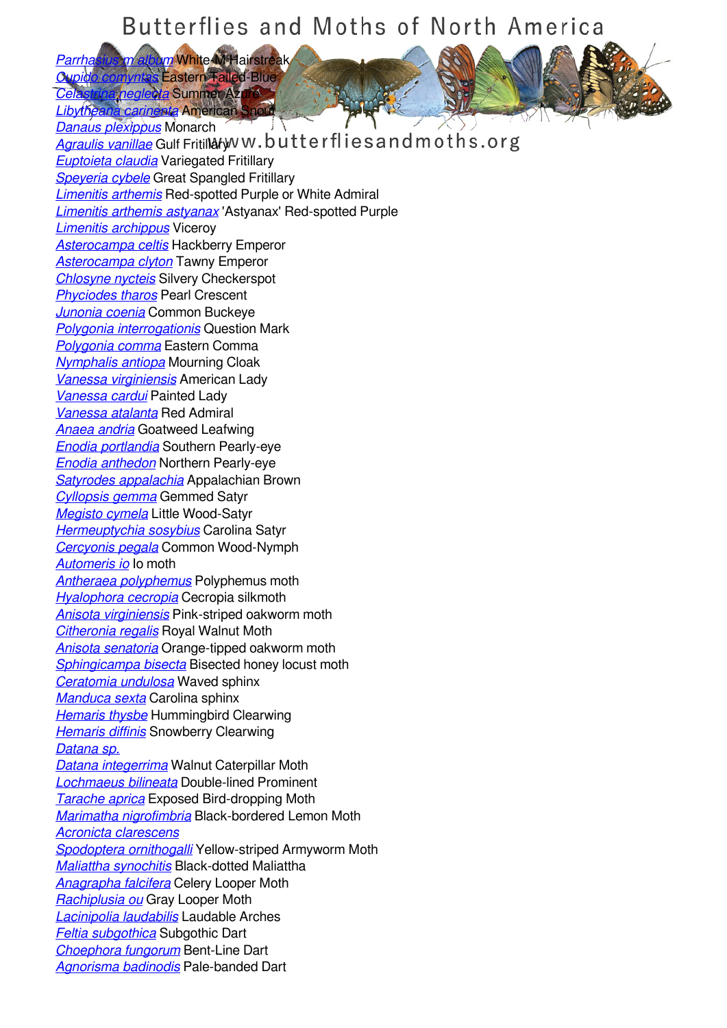# Butterflies and Moths of North America

www.butterfliesandmoths.org

*Parrhasius m album* White-M Hairstreak
*Cupido comyntas* Eastern Tailed-Blue
*Celastrina neglecta* Summer Azure
*Libytheana carinenta* American Snout
*Danaus plexippus* Monarch
*Agraulis vanillae* Gulf Fritillary
*Euptoieta claudia* Variegated Fritillary
*Speyeria cybele* Great Spangled Fritillary
*Limenitis arthemis* Red-spotted Purple or White Admiral
*Limenitis arthemis astyanax* 'Astyanax' Red-spotted Purple
*Limenitis archippus* Viceroy
*Asterocampa celtis* Hackberry Emperor
*Asterocampa clyton* Tawny Emperor
*Chlosyne nycteis* Silvery Checkerspot
*Phyciodes tharos* Pearl Crescent
*Junonia coenia* Common Buckeye
*Polygonia interrogationis* Question Mark
*Polygonia comma* Eastern Comma
*Nymphalis antiopa* Mourning Cloak
*Vanessa virginiensis* American Lady
*Vanessa cardui* Painted Lady
*Vanessa atalanta* Red Admiral
*Anaea andria* Goatweed Leafwing
*Enodia portlandia* Southern Pearly-eye
*Enodia anthedon* Northern Pearly-eye
*Satyrodes appalachia* Appalachian Brown
*Cyllopsis gemma* Gemmed Satyr
*Megisto cymela* Little Wood-Satyr
*Hermeuptychia sosybius* Carolina Satyr
*Cercyonis pegala* Common Wood-Nymph
*Automeris io* Io moth
*Antheraea polyphemus* Polyphemus moth
*Hyalophora cecropia* Cecropia silkmoth
*Anisota virginiensis* Pink-striped oakworm moth
*Citheronia regalis* Royal Walnut Moth
*Anisota senatoria* Orange-tipped oakworm moth
*Sphingicampa bisecta* Bisected honey locust moth
*Ceratomia undulosa* Waved sphinx
*Manduca sexta* Carolina sphinx
*Hemaris thysbe* Hummingbird Clearwing
*Hemaris diffinis* Snowberry Clearwing
*Datana sp.*
*Datana integerrima* Walnut Caterpillar Moth
*Lochmaeus bilineata* Double-lined Prominent
*Tarache aprica* Exposed Bird-dropping Moth
*Marimatha nigrofimbria* Black-bordered Lemon Moth
*Acronicta clarescens*
*Spodoptera ornithogalli* Yellow-striped Armyworm Moth
*Maliattha synochitis* Black-dotted Maliattha
*Anagrapha falcifera* Celery Looper Moth
*Rachiplusia ou* Gray Looper Moth
*Lacinipolia laudabilis* Laudable Arches
*Feltia subgothica* Subgothic Dart
*Choephora fungorum* Bent-Line Dart
*Agnorisma badinodis* Pale-banded Dart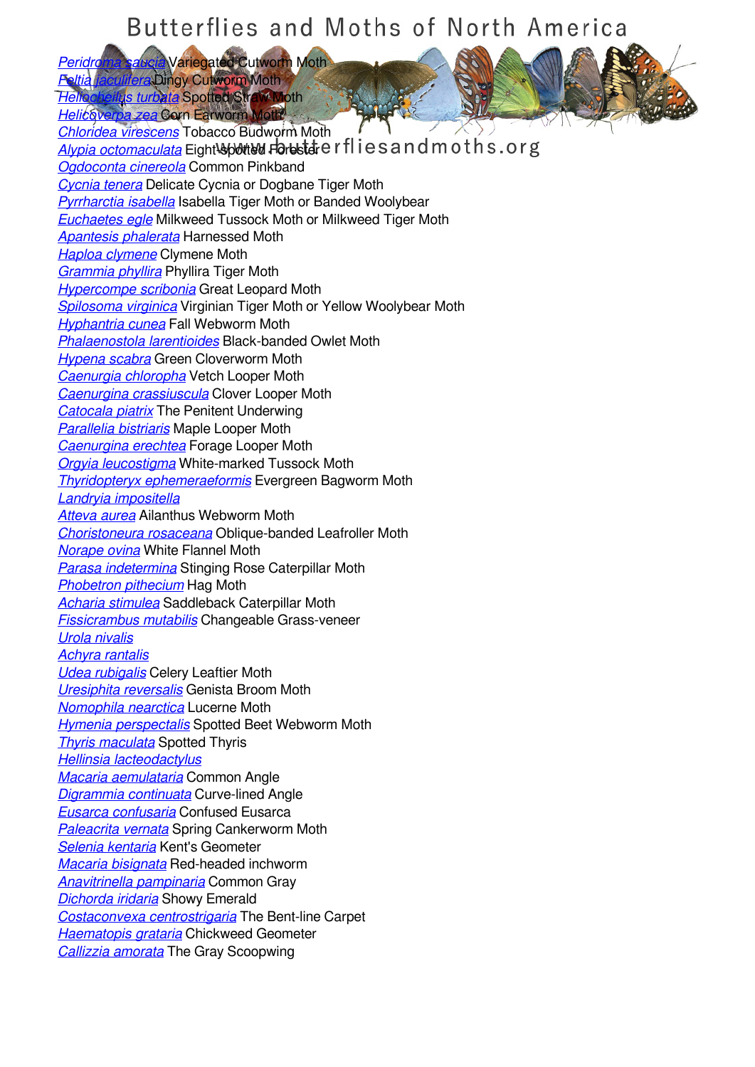# Butterflies and Moths of North America

www.butterfliesandmoths.org

*Peridroma saucia* Variegated Cutworm Moth
*Feltia jaculifera* Dingy Cutworm Moth
*Heliocheilus turbata* Spotted Straw Moth
*Helicoverpa zea* Corn Earworm Moth
*Chloridea virescens* Tobacco Budworm Moth
*Alypia octomaculata* Eight-spotted Forester
*Ogdoconta cinereola* Common Pinkband
*Cycnia tenera* Delicate Cycnia or Dogbane Tiger Moth
*Pyrrharctia isabella* Isabella Tiger Moth or Banded Woolybear
*Euchaetes egle* Milkweed Tussock Moth or Milkweed Tiger Moth
*Apantesis phalerata* Harnessed Moth
*Haploa clymene* Clymene Moth
*Grammia phyllira* Phyllira Tiger Moth
*Hypercompe scribonia* Great Leopard Moth
*Spilosoma virginica* Virginian Tiger Moth or Yellow Woolybear Moth
*Hyphantria cunea* Fall Webworm Moth
*Phalaenostola larentioides* Black-banded Owlet Moth
*Hypena scabra* Green Cloverworm Moth
*Caenurgia chloropha* Vetch Looper Moth
*Caenurgina crassiuscula* Clover Looper Moth
*Catocala piatrix* The Penitent Underwing
*Parallelia bistriaris* Maple Looper Moth
*Caenurgina erechtea* Forage Looper Moth
*Orgyia leucostigma* White-marked Tussock Moth
*Thyridopteryx ephemeraeformis* Evergreen Bagworm Moth
*Landryia impositella*
*Atteva aurea* Ailanthus Webworm Moth
*Choristoneura rosaceana* Oblique-banded Leafroller Moth
*Norape ovina* White Flannel Moth
*Parasa indetermina* Stinging Rose Caterpillar Moth
*Phobetron pithecium* Hag Moth
*Acharia stimulea* Saddleback Caterpillar Moth
*Fissicrambus mutabilis* Changeable Grass-veneer
*Urola nivalis*
*Achyra rantalis*
*Udea rubigalis* Celery Leaftier Moth
*Uresiphita reversalis* Genista Broom Moth
*Nomophila nearctica* Lucerne Moth
*Hymenia perspectalis* Spotted Beet Webworm Moth
*Thyris maculata* Spotted Thyris
*Hellinsia lacteodactylus*
*Macaria aemulataria* Common Angle
*Digrammia continuata* Curve-lined Angle
*Eusarca confusaria* Confused Eusarca
*Paleacrita vernata* Spring Cankerworm Moth
*Selenia kentaria* Kent's Geometer
*Macaria bisignata* Red-headed inchworm
*Anavitrinella pampinaria* Common Gray
*Dichorda iridaria* Showy Emerald
*Costaconvexa centrostrigaria* The Bent-line Carpet
*Haematopis grataria* Chickweed Geometer
*Callizzia amorata* The Gray Scoopwing